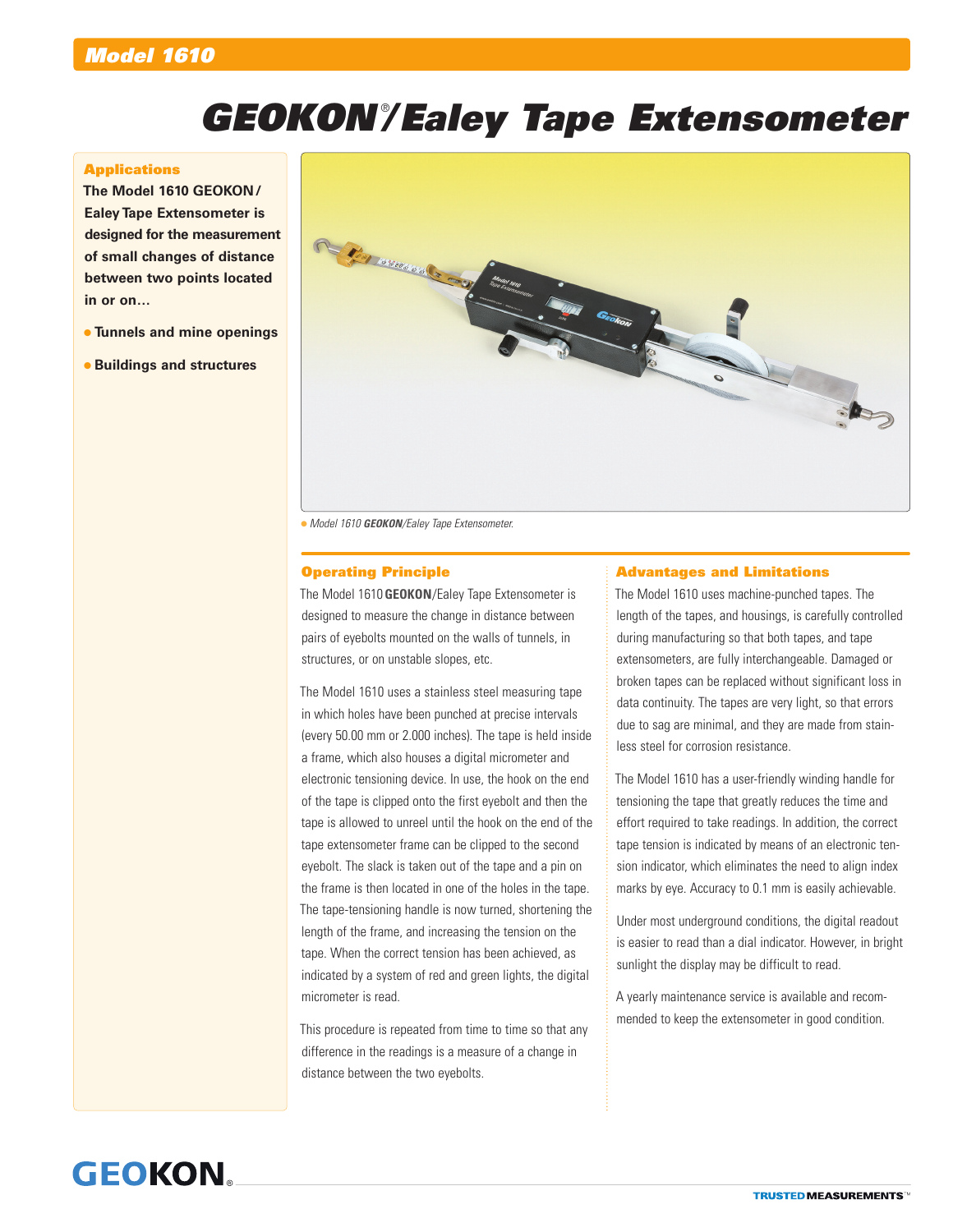# Model 1610

# GEOKON®/Ealey Tape Extensometer

## Applications

**The Model 1610 GEOKON/ Ealey Tape Extensometer is designed for the measurement of small changes of distance between two points located in or on…**

- **Tunnels and mine openings**
- **Buildings and structures**

*Model 1610 **GEOKON**/Ealey Tape Extensometer.*

## Operating Principle

The Model 1610 **GEOKON**/Ealey Tape Extensometer is designed to measure the change in distance between pairs of eyebolts mounted on the walls of tunnels, in structures, or on unstable slopes, etc.

The Model 1610 uses a stainless steel measuring tape in which holes have been punched at precise intervals (every 50.00 mm or 2.000 inches). The tape is held inside a frame, which also houses a digital micrometer and electronic tensioning device. In use, the hook on the end of the tape is clipped onto the first eyebolt and then the tape is allowed to unreel until the hook on the end of the tape extensometer frame can be clipped to the second eyebolt. The slack is taken out of the tape and a pin on the frame is then located in one of the holes in the tape. The tape-tensioning handle is now turned, shortening the length of the frame, and increasing the tension on the tape. When the correct tension has been achieved, as indicated by a system of red and green lights, the digital micrometer is read.

This procedure is repeated from time to time so that any difference in the readings is a measure of a change in distance between the two eyebolts.

## Advantages and Limitations

The Model 1610 uses machine-punched tapes. The length of the tapes, and housings, is carefully controlled during manufacturing so that both tapes, and tape extensometers, are fully interchangeable. Damaged or broken tapes can be replaced without significant loss in data continuity. The tapes are very light, so that errors due to sag are minimal, and they are made from stainless steel for corrosion resistance.

The Model 1610 has a user-friendly winding handle for tensioning the tape that greatly reduces the time and effort required to take readings. In addition, the correct tape tension is indicated by means of an electronic tension indicator, which eliminates the need to align index marks by eye. Accuracy to 0.1 mm is easily achievable.

Under most underground conditions, the digital readout is easier to read than a dial indicator. However, in bright sunlight the display may be difficult to read.

A yearly maintenance service is available and recommended to keep the extensometer in good condition.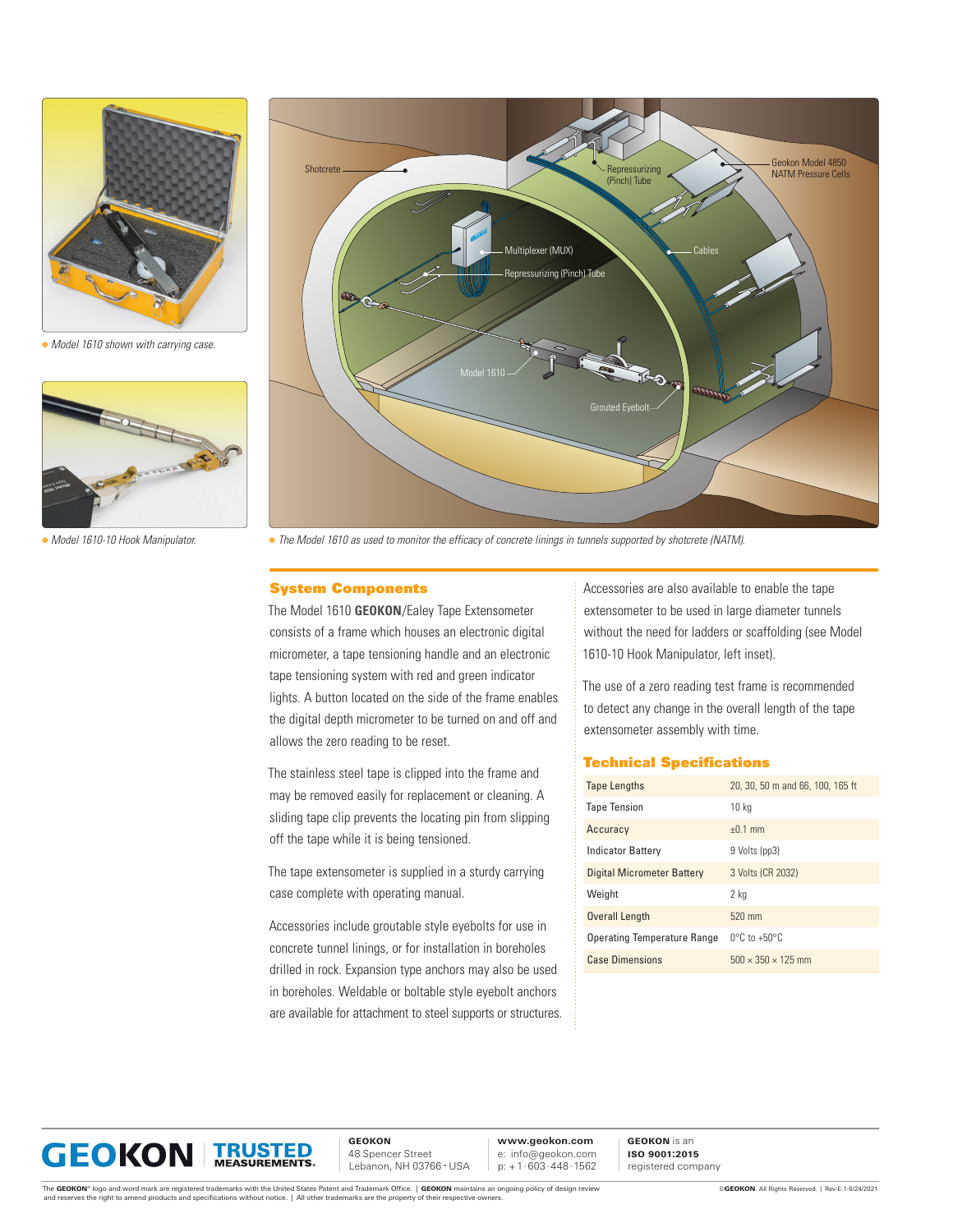● *Model 1610 shown with carrying case.*

● *Model 1610-10 Hook Manipulator.*

Shotcrete

Repressurizing (Pinch) Tube

Geokon Model 4850 NATM Pressure Cells

Multiplexer (MUX)

Cables

Repressurizing (Pinch) Tube

Model 1610

Grouted Eyebolt

● *The Model 1610 as used to monitor the efficacy of concrete linings in tunnels supported by shotcrete (NATM).*

## System Components

The Model 1610 **GEOKON**/Ealey Tape Extensometer consists of a frame which houses an electronic digital micrometer, a tape tensioning handle and an electronic tape tensioning system with red and green indicator lights. A button located on the side of the frame enables the digital depth micrometer to be turned on and off and allows the zero reading to be reset.

The stainless steel tape is clipped into the frame and may be removed easily for replacement or cleaning. A sliding tape clip prevents the locating pin from slipping off the tape while it is being tensioned.

The tape extensometer is supplied in a sturdy carrying case complete with operating manual.

Accessories include groutable style eyebolts for use in concrete tunnel linings, or for installation in boreholes drilled in rock. Expansion type anchors may also be used in boreholes. Weldable or boltable style eyebolt anchors are available for attachment to steel supports or structures.

Accessories are also available to enable the tape extensometer to be used in large diameter tunnels without the need for ladders or scaffolding (see Model 1610-10 Hook Manipulator, left inset).

The use of a zero reading test frame is recommended to detect any change in the overall length of the tape extensometer assembly with time.

## Technical Specifications

| | |
|---|---|
| Tape Lengths | 20, 30, 50 m and 66, 100, 165 ft |
| Tape Tension | 10 kg |
| Accuracy | ±0.1 mm |
| Indicator Battery | 9 Volts (pp3) |
| Digital Micrometer Battery | 3 Volts (CR 2032) |
| Weight | 2 kg |
| Overall Length | 520 mm |
| Operating Temperature Range | 0°C to +50°C |
| Case Dimensions | 500 × 350 × 125 mm |

GEOKON | TRUSTED MEASUREMENTS.

**GEOKON**
48 Spencer Street
Lebanon, NH 03766 · USA

**www.geokon.com**
e: info@geokon.com
p: + 1 · 603 · 448 · 1562

**GEOKON** is an **ISO 9001:2015** registered company

The **GEOKON**® logo and word mark are registered trademarks with the United States Patent and Trademark Office. | **GEOKON** maintains an ongoing policy of design review and reserves the right to amend products and specifications without notice. | All other trademarks are the property of their respective owners.

©**GEOKON**. All Rights Reserved. | Rev-E.1-6/24/2021